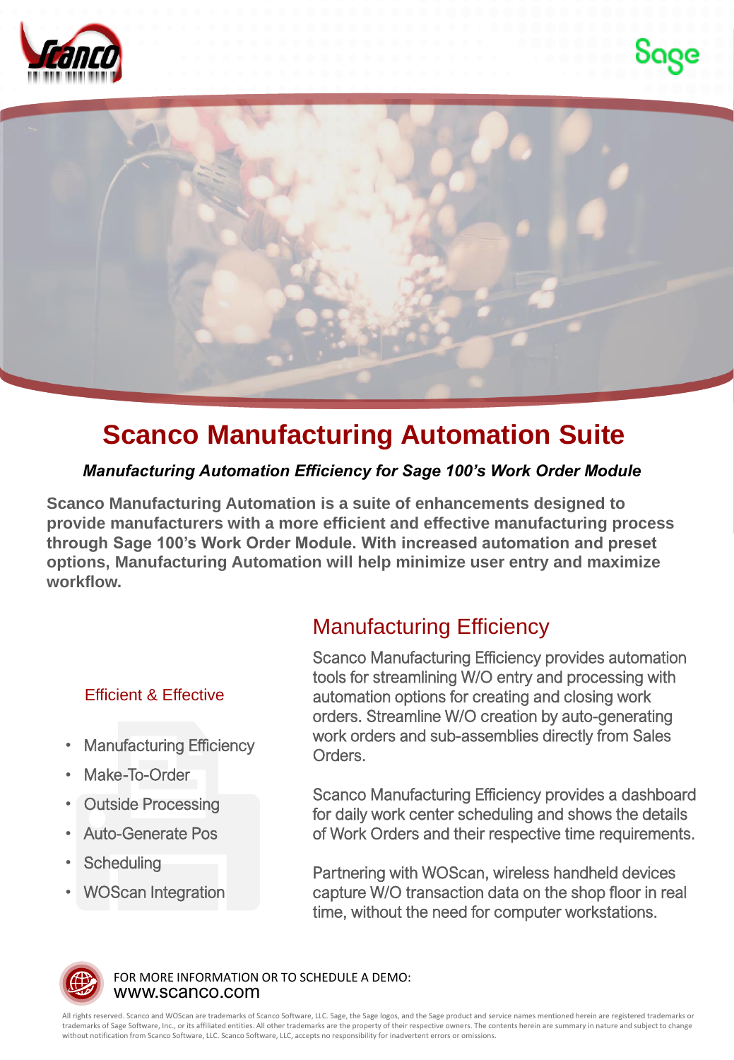# Scanco Manufacturing Automation Suite

***Manufacturing Automation Efficiency for Sage 100's Work Order Module***

**Scanco Manufacturing Automation is a suite of enhancements designed to provide manufacturers with a more efficient and effective manufacturing process through Sage 100's Work Order Module. With increased automation and preset options, Manufacturing Automation will help minimize user entry and maximize workflow.**

### Efficient & Effective

- Manufacturing Efficiency
- Make-To-Order
- Outside Processing
- Auto-Generate Pos
- Scheduling
- WOScan Integration

## Manufacturing Efficiency

Scanco Manufacturing Efficiency provides automation tools for streamlining W/O entry and processing with automation options for creating and closing work orders. Streamline W/O creation by auto-generating work orders and sub-assemblies directly from Sales Orders.

Scanco Manufacturing Efficiency provides a dashboard for daily work center scheduling and shows the details of Work Orders and their respective time requirements.

Partnering with WOScan, wireless handheld devices capture W/O transaction data on the shop floor in real time, without the need for computer workstations.

FOR MORE INFORMATION OR TO SCHEDULE A DEMO:
www.scanco.com

All rights reserved. Scanco and WOScan are trademarks of Scanco Software, LLC. Sage, the Sage logos, and the Sage product and service names mentioned herein are registered trademarks or trademarks of Sage Software, Inc., or its affiliated entities. All other trademarks are the property of their respective owners. The contents herein are summary in nature and subject to change without notification from Scanco Software, LLC. Scanco Software, LLC, accepts no responsibility for inadvertent errors or omissions.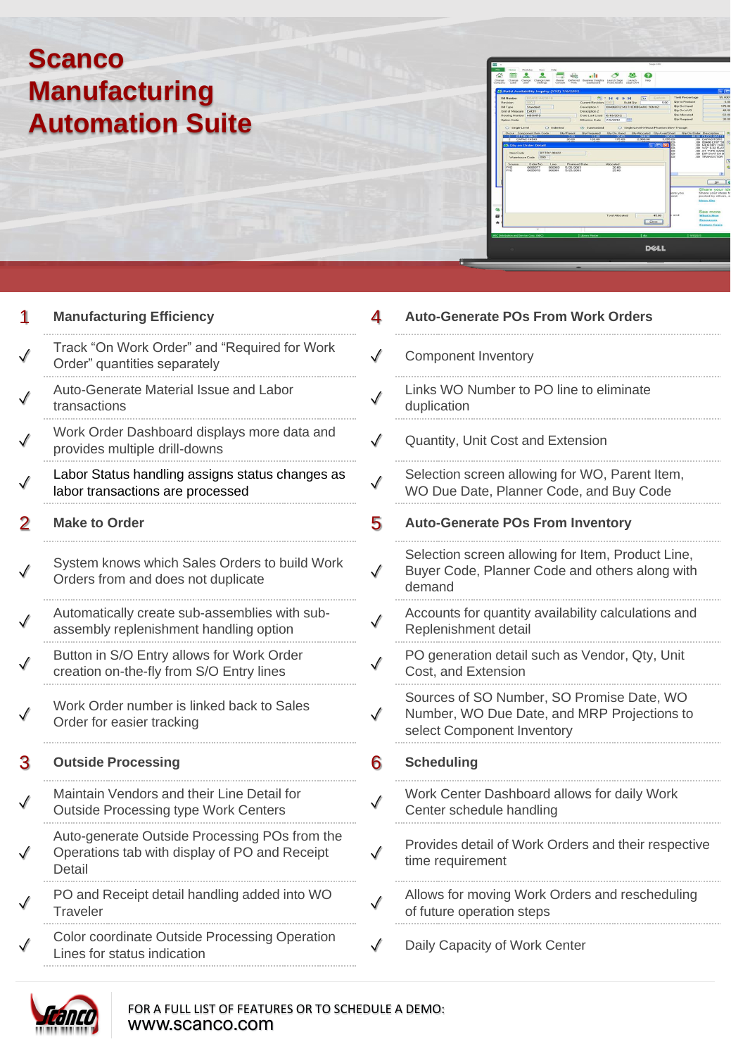# Scanco Manufacturing Automation Suite

## 1 Manufacturing Efficiency

- ✓ Track "On Work Order" and "Required for Work Order" quantities separately
- ✓ Auto-Generate Material Issue and Labor transactions
- ✓ Work Order Dashboard displays more data and provides multiple drill-downs
- ✓ Labor Status handling assigns status changes as labor transactions are processed

## 2 Make to Order

- ✓ System knows which Sales Orders to build Work Orders from and does not duplicate
- ✓ Automatically create sub-assemblies with sub-assembly replenishment handling option
- ✓ Button in S/O Entry allows for Work Order creation on-the-fly from S/O Entry lines
- ✓ Work Order number is linked back to Sales Order for easier tracking

## 3 Outside Processing

- ✓ Maintain Vendors and their Line Detail for Outside Processing type Work Centers
- ✓ Auto-generate Outside Processing POs from the Operations tab with display of PO and Receipt Detail
- ✓ PO and Receipt detail handling added into WO Traveler
- ✓ Color coordinate Outside Processing Operation Lines for status indication

## 4 Auto-Generate POs From Work Orders

- ✓ Component Inventory
- ✓ Links WO Number to PO line to eliminate duplication
- ✓ Quantity, Unit Cost and Extension
- ✓ Selection screen allowing for WO, Parent Item, WO Due Date, Planner Code, and Buy Code

## 5 Auto-Generate POs From Inventory

- ✓ Selection screen allowing for Item, Product Line, Buyer Code, Planner Code and others along with demand
- ✓ Accounts for quantity availability calculations and Replenishment detail
- ✓ PO generation detail such as Vendor, Qty, Unit Cost, and Extension
- ✓ Sources of SO Number, SO Promise Date, WO Number, WO Due Date, and MRP Projections to select Component Inventory

## 6 Scheduling

- ✓ Work Center Dashboard allows for daily Work Center schedule handling
- ✓ Provides detail of Work Orders and their respective time requirement
- ✓ Allows for moving Work Orders and rescheduling of future operation steps
- ✓ Daily Capacity of Work Center

FOR A FULL LIST OF FEATURES OR TO SCHEDULE A DEMO:
www.scanco.com